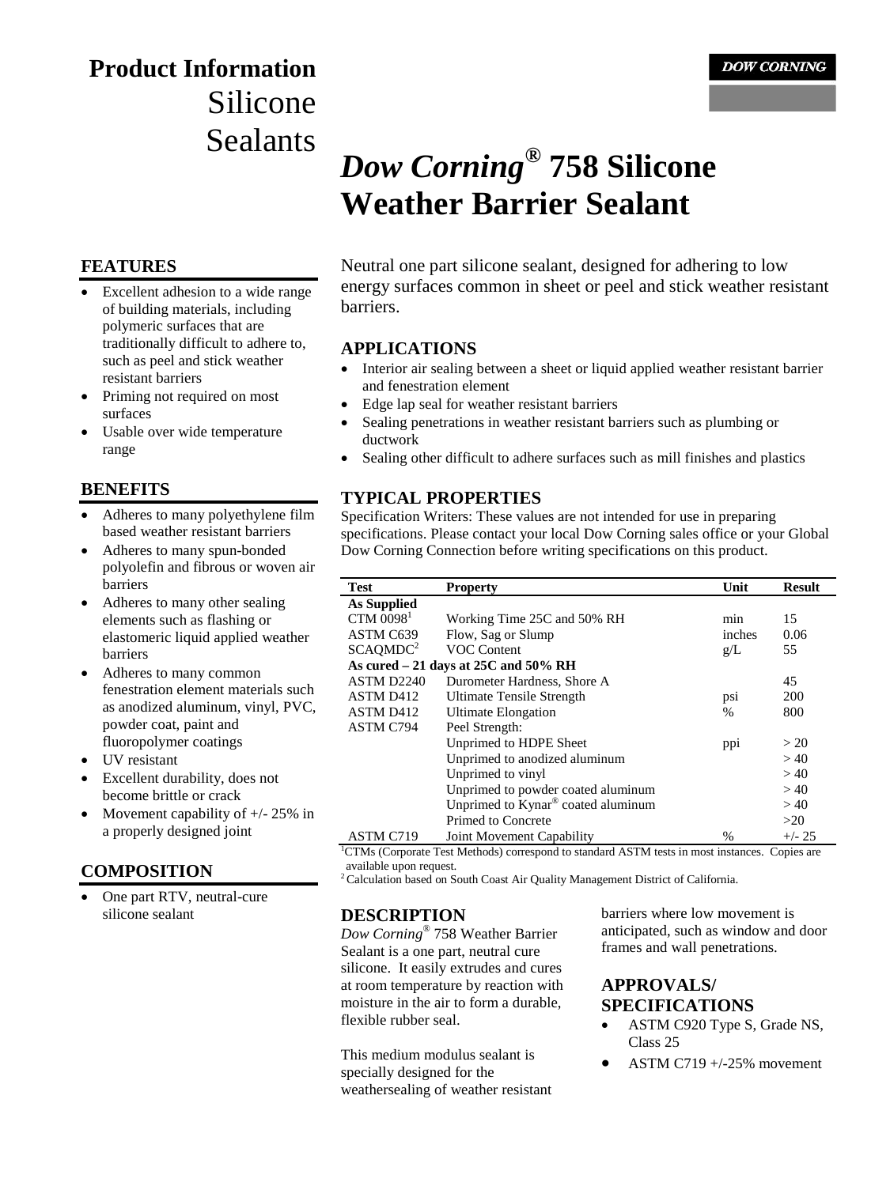# Product Information
Silicone Sealants

DOW CORNING

# *Dow Corning*® 758 Silicone Weather Barrier Sealant

Neutral one part silicone sealant, designed for adhering to low energy surfaces common in sheet or peel and stick weather resistant barriers.

## FEATURES

- Excellent adhesion to a wide range of building materials, including polymeric surfaces that are traditionally difficult to adhere to, such as peel and stick weather resistant barriers
- Priming not required on most surfaces
- Usable over wide temperature range

## BENEFITS

- Adheres to many polyethylene film based weather resistant barriers
- Adheres to many spun-bonded polyolefin and fibrous or woven air barriers
- Adheres to many other sealing elements such as flashing or elastomeric liquid applied weather barriers
- Adheres to many common fenestration element materials such as anodized aluminum, vinyl, PVC, powder coat, paint and fluoropolymer coatings
- UV resistant
- Excellent durability, does not become brittle or crack
- Movement capability of +/- 25% in a properly designed joint

## COMPOSITION

- One part RTV, neutral-cure silicone sealant

## APPLICATIONS

- Interior air sealing between a sheet or liquid applied weather resistant barrier and fenestration element
- Edge lap seal for weather resistant barriers
- Sealing penetrations in weather resistant barriers such as plumbing or ductwork
- Sealing other difficult to adhere surfaces such as mill finishes and plastics

## TYPICAL PROPERTIES

Specification Writers: These values are not intended for use in preparing specifications. Please contact your local Dow Corning sales office or your Global Dow Corning Connection before writing specifications on this product.

| Test | Property | Unit | Result |
|---|---|---|---|
| **As Supplied** | | | |
| CTM 0098[1] | Working Time 25C and 50% RH | min | 15 |
| ASTM C639 | Flow, Sag or Slump | inches | 0.06 |
| SCAQMDC[2] | VOC Content | g/L | 55 |
| **As cured – 21 days at 25C and 50% RH** | | | |
| ASTM D2240 | Durometer Hardness, Shore A | | 45 |
| ASTM D412 | Ultimate Tensile Strength | psi | 200 |
| ASTM D412 | Ultimate Elongation | % | 800 |
| ASTM C794 | Peel Strength: | | |
| | Unprimed to HDPE Sheet | ppi | > 20 |
| | Unprimed to anodized aluminum | | > 40 |
| | Unprimed to vinyl | | > 40 |
| | Unprimed to powder coated aluminum | | > 40 |
| | Unprimed to Kynar® coated aluminum | | > 40 |
| | Primed to Concrete | | >20 |
| ASTM C719 | Joint Movement Capability | % | +/- 25 |

[1]CTMs (Corporate Test Methods) correspond to standard ASTM tests in most instances. Copies are available upon request.
[2] Calculation based on South Coast Air Quality Management District of California.

## DESCRIPTION

*Dow Corning*® 758 Weather Barrier Sealant is a one part, neutral cure silicone. It easily extrudes and cures at room temperature by reaction with moisture in the air to form a durable, flexible rubber seal.

This medium modulus sealant is specially designed for the weathersealing of weather resistant barriers where low movement is anticipated, such as window and door frames and wall penetrations.

## APPROVALS/ SPECIFICATIONS

- ASTM C920 Type S, Grade NS, Class 25
- ASTM C719 +/-25% movement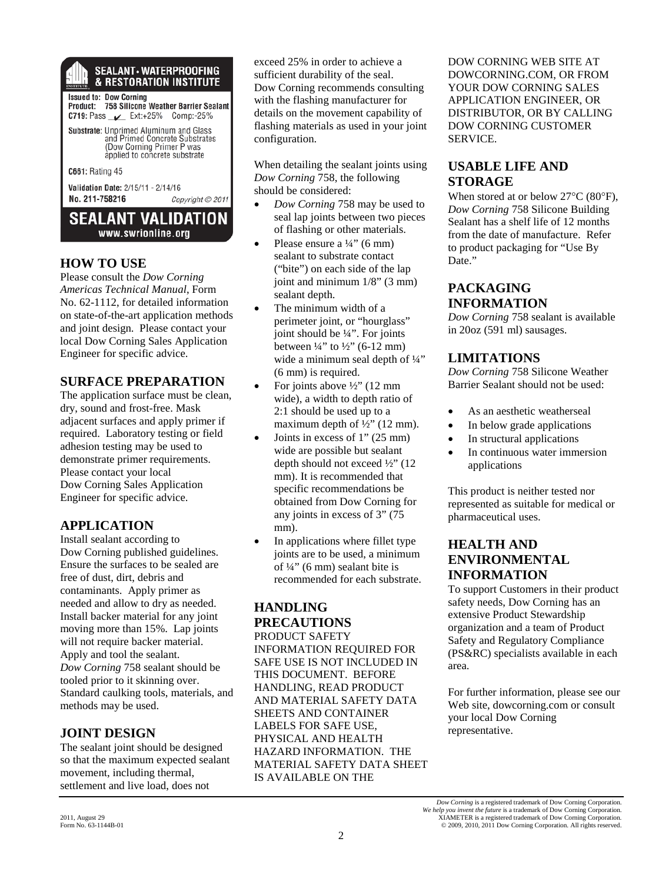**SEALANT • WATERPROOFING & RESTORATION INSTITUTE**

Issued to: Dow Corning
Product: 758 Silicone Weather Barrier Sealant
C719: Pass ✔ Ext:+25% Comp:-25%

Substrate: Unprimed Aluminum and Glass and Primed Concrete Substrates (Dow Corning Primer P was applied to concrete substrate

C661: Rating 45

Validation Date: 2/15/11 - 2/14/16
No. 211-758216 Copyright © 2011

**SEALANT VALIDATION**
www.swrionline.org

## HOW TO USE

Please consult the *Dow Corning Americas Technical Manual*, Form No. 62-1112, for detailed information on state-of-the-art application methods and joint design. Please contact your local Dow Corning Sales Application Engineer for specific advice.

## SURFACE PREPARATION

The application surface must be clean, dry, sound and frost-free. Mask adjacent surfaces and apply primer if required. Laboratory testing or field adhesion testing may be used to demonstrate primer requirements. Please contact your local Dow Corning Sales Application Engineer for specific advice.

## APPLICATION

Install sealant according to Dow Corning published guidelines. Ensure the surfaces to be sealed are free of dust, dirt, debris and contaminants. Apply primer as needed and allow to dry as needed. Install backer material for any joint moving more than 15%. Lap joints will not require backer material. Apply and tool the sealant. *Dow Corning* 758 sealant should be tooled prior to it skinning over. Standard caulking tools, materials, and methods may be used.

## JOINT DESIGN

The sealant joint should be designed so that the maximum expected sealant movement, including thermal, settlement and live load, does not exceed 25% in order to achieve a sufficient durability of the seal. Dow Corning recommends consulting with the flashing manufacturer for details on the movement capability of flashing materials as used in your joint configuration.

When detailing the sealant joints using *Dow Corning* 758, the following should be considered:

- *Dow Corning* 758 may be used to seal lap joints between two pieces of flashing or other materials.
- Please ensure a ¼" (6 mm) sealant to substrate contact ("bite") on each side of the lap joint and minimum 1/8" (3 mm) sealant depth.
- The minimum width of a perimeter joint, or "hourglass" joint should be ¼". For joints between ¼" to ½" (6-12 mm) wide a minimum seal depth of ¼" (6 mm) is required.
- For joints above ½" (12 mm wide), a width to depth ratio of 2:1 should be used up to a maximum depth of ½" (12 mm).
- Joints in excess of 1" (25 mm) wide are possible but sealant depth should not exceed ½" (12 mm). It is recommended that specific recommendations be obtained from Dow Corning for any joints in excess of 3" (75 mm).
- In applications where fillet type joints are to be used, a minimum of ¼" (6 mm) sealant bite is recommended for each substrate.

## HANDLING PRECAUTIONS

PRODUCT SAFETY INFORMATION REQUIRED FOR SAFE USE IS NOT INCLUDED IN THIS DOCUMENT. BEFORE HANDLING, READ PRODUCT AND MATERIAL SAFETY DATA SHEETS AND CONTAINER LABELS FOR SAFE USE, PHYSICAL AND HEALTH HAZARD INFORMATION. THE MATERIAL SAFETY DATA SHEET IS AVAILABLE ON THE DOW CORNING WEB SITE AT DOWCORNING.COM, OR FROM YOUR DOW CORNING SALES APPLICATION ENGINEER, OR DISTRIBUTOR, OR BY CALLING DOW CORNING CUSTOMER SERVICE.

## USABLE LIFE AND STORAGE

When stored at or below 27°C (80°F), *Dow Corning* 758 Silicone Building Sealant has a shelf life of 12 months from the date of manufacture. Refer to product packaging for "Use By Date."

## PACKAGING INFORMATION

*Dow Corning* 758 sealant is available in 20oz (591 ml) sausages.

## LIMITATIONS

*Dow Corning* 758 Silicone Weather Barrier Sealant should not be used:

- As an aesthetic weatherseal
- In below grade applications
- In structural applications
- In continuous water immersion applications

This product is neither tested nor represented as suitable for medical or pharmaceutical uses.

## HEALTH AND ENVIRONMENTAL INFORMATION

To support Customers in their product safety needs, Dow Corning has an extensive Product Stewardship organization and a team of Product Safety and Regulatory Compliance (PS&RC) specialists available in each area.

For further information, please see our Web site, dowcorning.com or consult your local Dow Corning representative.

2011, August 29
Form No. 63-1144B-01

*Dow Corning* is a registered trademark of Dow Corning Corporation.
*We help you invent the future* is a trademark of Dow Corning Corporation.
XIAMETER is a registered trademark of Dow Corning Corporation.
© 2009, 2010, 2011 Dow Corning Corporation. All rights reserved.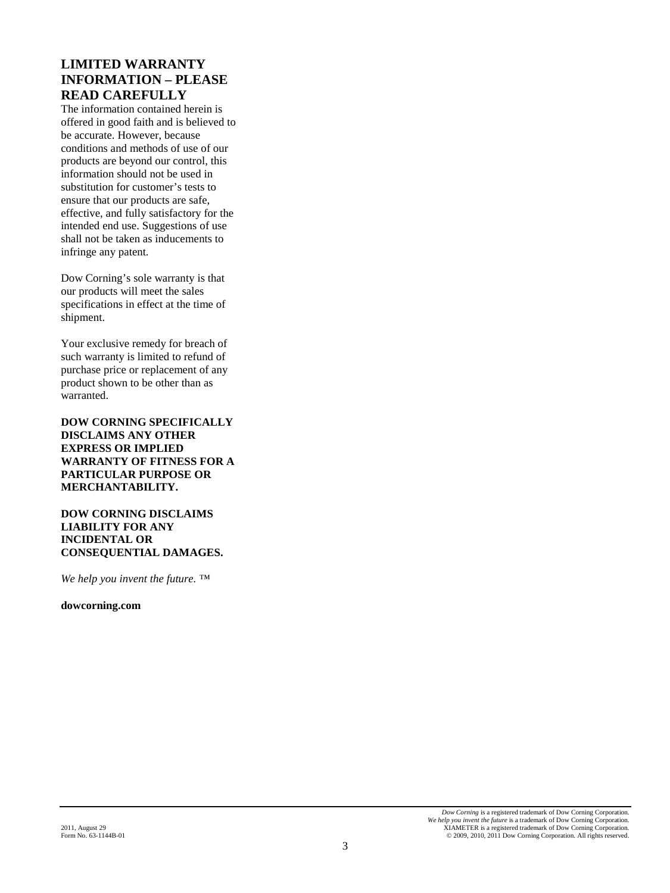## LIMITED WARRANTY INFORMATION – PLEASE READ CAREFULLY

The information contained herein is offered in good faith and is believed to be accurate. However, because conditions and methods of use of our products are beyond our control, this information should not be used in substitution for customer's tests to ensure that our products are safe, effective, and fully satisfactory for the intended end use. Suggestions of use shall not be taken as inducements to infringe any patent.

Dow Corning's sole warranty is that our products will meet the sales specifications in effect at the time of shipment.

Your exclusive remedy for breach of such warranty is limited to refund of purchase price or replacement of any product shown to be other than as warranted.

**DOW CORNING SPECIFICALLY DISCLAIMS ANY OTHER EXPRESS OR IMPLIED WARRANTY OF FITNESS FOR A PARTICULAR PURPOSE OR MERCHANTABILITY.**

**DOW CORNING DISCLAIMS LIABILITY FOR ANY INCIDENTAL OR CONSEQUENTIAL DAMAGES.**

*We help you invent the future.* ™

**dowcorning.com**

2011, August 29
Form No. 63-1144B-01

*Dow Corning* is a registered trademark of Dow Corning Corporation.
*We help you invent the future* is a trademark of Dow Corning Corporation.
XIAMETER is a registered trademark of Dow Corning Corporation.
© 2009, 2010, 2011 Dow Corning Corporation. All rights reserved.